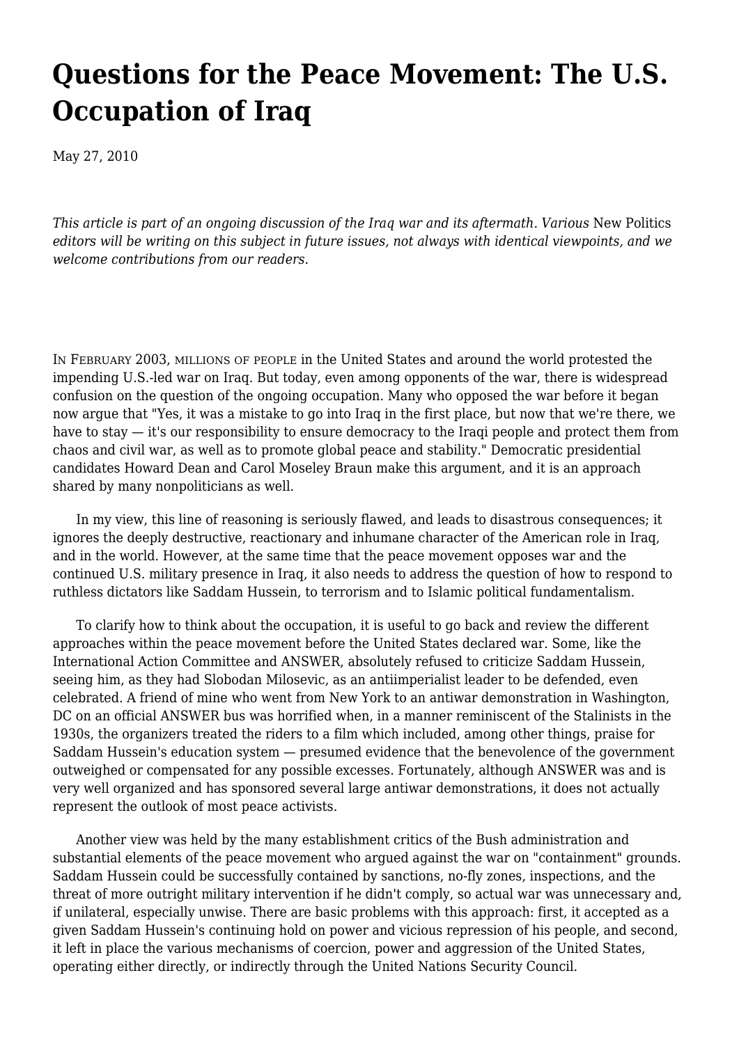# Questions for the Peace Movement: The U.S. Occupation of Iraq

May 27, 2010

*This article is part of an ongoing discussion of the Iraq war and its aftermath. Various* New Politics *editors will be writing on this subject in future issues, not always with identical viewpoints, and we welcome contributions from our readers.*

IN FEBRUARY 2003, MILLIONS OF PEOPLE in the United States and around the world protested the impending U.S.-led war on Iraq. But today, even among opponents of the war, there is widespread confusion on the question of the ongoing occupation. Many who opposed the war before it began now argue that "Yes, it was a mistake to go into Iraq in the first place, but now that we're there, we have to stay — it's our responsibility to ensure democracy to the Iraqi people and protect them from chaos and civil war, as well as to promote global peace and stability." Democratic presidential candidates Howard Dean and Carol Moseley Braun make this argument, and it is an approach shared by many nonpoliticians as well.

In my view, this line of reasoning is seriously flawed, and leads to disastrous consequences; it ignores the deeply destructive, reactionary and inhumane character of the American role in Iraq, and in the world. However, at the same time that the peace movement opposes war and the continued U.S. military presence in Iraq, it also needs to address the question of how to respond to ruthless dictators like Saddam Hussein, to terrorism and to Islamic political fundamentalism.

To clarify how to think about the occupation, it is useful to go back and review the different approaches within the peace movement before the United States declared war. Some, like the International Action Committee and ANSWER, absolutely refused to criticize Saddam Hussein, seeing him, as they had Slobodan Milosevic, as an antiimperialist leader to be defended, even celebrated. A friend of mine who went from New York to an antiwar demonstration in Washington, DC on an official ANSWER bus was horrified when, in a manner reminiscent of the Stalinists in the 1930s, the organizers treated the riders to a film which included, among other things, praise for Saddam Hussein's education system — presumed evidence that the benevolence of the government outweighed or compensated for any possible excesses. Fortunately, although ANSWER was and is very well organized and has sponsored several large antiwar demonstrations, it does not actually represent the outlook of most peace activists.

Another view was held by the many establishment critics of the Bush administration and substantial elements of the peace movement who argued against the war on "containment" grounds. Saddam Hussein could be successfully contained by sanctions, no-fly zones, inspections, and the threat of more outright military intervention if he didn't comply, so actual war was unnecessary and, if unilateral, especially unwise. There are basic problems with this approach: first, it accepted as a given Saddam Hussein's continuing hold on power and vicious repression of his people, and second, it left in place the various mechanisms of coercion, power and aggression of the United States, operating either directly, or indirectly through the United Nations Security Council.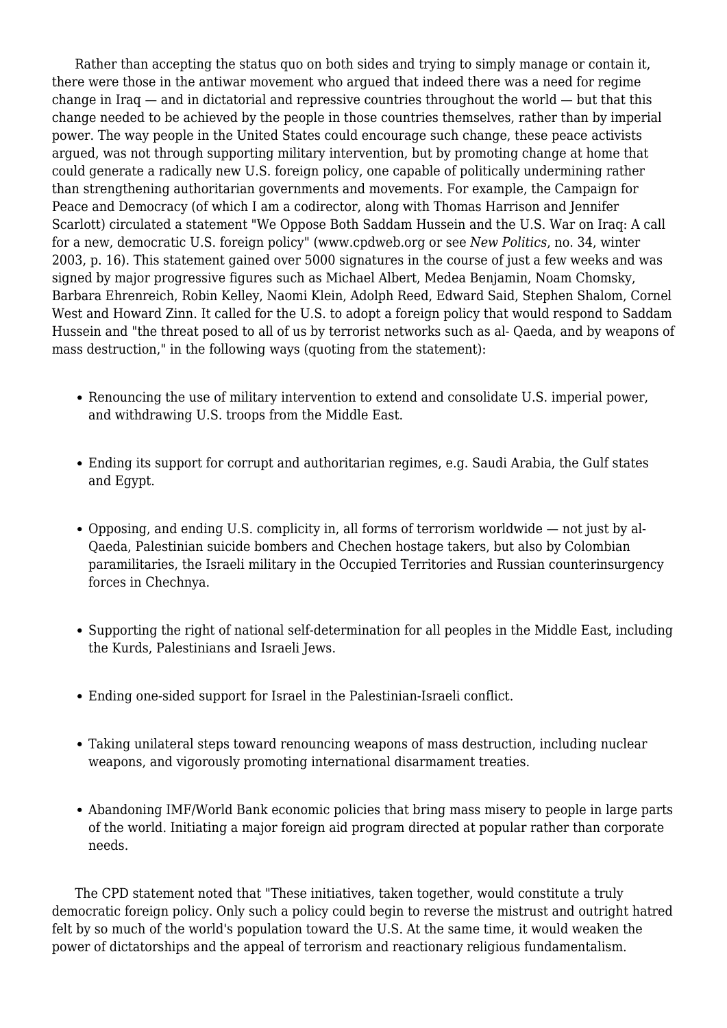Rather than accepting the status quo on both sides and trying to simply manage or contain it, there were those in the antiwar movement who argued that indeed there was a need for regime change in Iraq — and in dictatorial and repressive countries throughout the world — but that this change needed to be achieved by the people in those countries themselves, rather than by imperial power. The way people in the United States could encourage such change, these peace activists argued, was not through supporting military intervention, but by promoting change at home that could generate a radically new U.S. foreign policy, one capable of politically undermining rather than strengthening authoritarian governments and movements. For example, the Campaign for Peace and Democracy (of which I am a codirector, along with Thomas Harrison and Jennifer Scarlott) circulated a statement "We Oppose Both Saddam Hussein and the U.S. War on Iraq: A call for a new, democratic U.S. foreign policy" (www.cpdweb.org or see *New Politics*, no. 34, winter 2003, p. 16). This statement gained over 5000 signatures in the course of just a few weeks and was signed by major progressive figures such as Michael Albert, Medea Benjamin, Noam Chomsky, Barbara Ehrenreich, Robin Kelley, Naomi Klein, Adolph Reed, Edward Said, Stephen Shalom, Cornel West and Howard Zinn. It called for the U.S. to adopt a foreign policy that would respond to Saddam Hussein and "the threat posed to all of us by terrorist networks such as al- Qaeda, and by weapons of mass destruction," in the following ways (quoting from the statement):

- Renouncing the use of military intervention to extend and consolidate U.S. imperial power, and withdrawing U.S. troops from the Middle East.
- Ending its support for corrupt and authoritarian regimes, e.g. Saudi Arabia, the Gulf states and Egypt.
- Opposing, and ending U.S. complicity in, all forms of terrorism worldwide — not just by al-Qaeda, Palestinian suicide bombers and Chechen hostage takers, but also by Colombian paramilitaries, the Israeli military in the Occupied Territories and Russian counterinsurgency forces in Chechnya.
- Supporting the right of national self-determination for all peoples in the Middle East, including the Kurds, Palestinians and Israeli Jews.
- Ending one-sided support for Israel in the Palestinian-Israeli conflict.
- Taking unilateral steps toward renouncing weapons of mass destruction, including nuclear weapons, and vigorously promoting international disarmament treaties.
- Abandoning IMF/World Bank economic policies that bring mass misery to people in large parts of the world. Initiating a major foreign aid program directed at popular rather than corporate needs.

The CPD statement noted that "These initiatives, taken together, would constitute a truly democratic foreign policy. Only such a policy could begin to reverse the mistrust and outright hatred felt by so much of the world's population toward the U.S. At the same time, it would weaken the power of dictatorships and the appeal of terrorism and reactionary religious fundamentalism.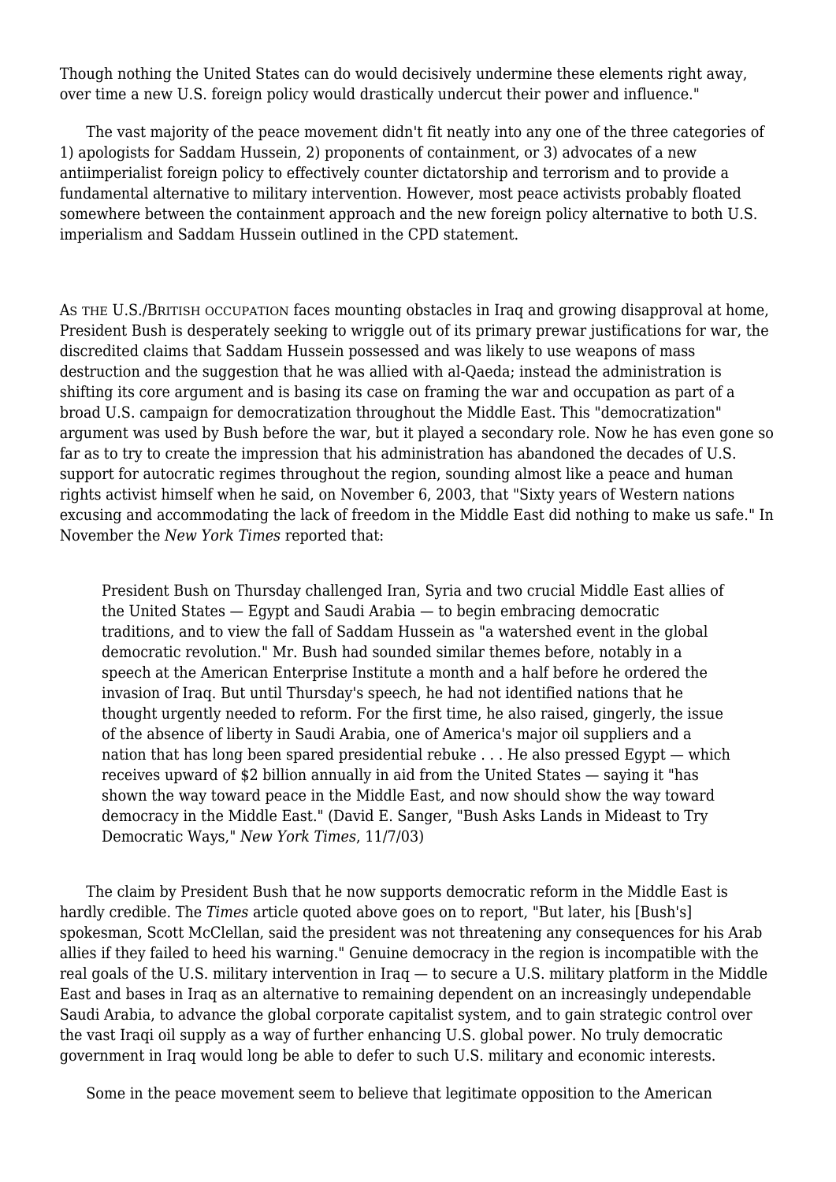Though nothing the United States can do would decisively undermine these elements right away, over time a new U.S. foreign policy would drastically undercut their power and influence."

The vast majority of the peace movement didn't fit neatly into any one of the three categories of 1) apologists for Saddam Hussein, 2) proponents of containment, or 3) advocates of a new antiimperialist foreign policy to effectively counter dictatorship and terrorism and to provide a fundamental alternative to military intervention. However, most peace activists probably floated somewhere between the containment approach and the new foreign policy alternative to both U.S. imperialism and Saddam Hussein outlined in the CPD statement.

AS THE U.S./BRITISH OCCUPATION faces mounting obstacles in Iraq and growing disapproval at home, President Bush is desperately seeking to wriggle out of its primary prewar justifications for war, the discredited claims that Saddam Hussein possessed and was likely to use weapons of mass destruction and the suggestion that he was allied with al-Qaeda; instead the administration is shifting its core argument and is basing its case on framing the war and occupation as part of a broad U.S. campaign for democratization throughout the Middle East. This "democratization" argument was used by Bush before the war, but it played a secondary role. Now he has even gone so far as to try to create the impression that his administration has abandoned the decades of U.S. support for autocratic regimes throughout the region, sounding almost like a peace and human rights activist himself when he said, on November 6, 2003, that "Sixty years of Western nations excusing and accommodating the lack of freedom in the Middle East did nothing to make us safe." In November the *New York Times* reported that:

> President Bush on Thursday challenged Iran, Syria and two crucial Middle East allies of the United States — Egypt and Saudi Arabia — to begin embracing democratic traditions, and to view the fall of Saddam Hussein as "a watershed event in the global democratic revolution." Mr. Bush had sounded similar themes before, notably in a speech at the American Enterprise Institute a month and a half before he ordered the invasion of Iraq. But until Thursday's speech, he had not identified nations that he thought urgently needed to reform. For the first time, he also raised, gingerly, the issue of the absence of liberty in Saudi Arabia, one of America's major oil suppliers and a nation that has long been spared presidential rebuke . . . He also pressed Egypt — which receives upward of $2 billion annually in aid from the United States — saying it "has shown the way toward peace in the Middle East, and now should show the way toward democracy in the Middle East." (David E. Sanger, "Bush Asks Lands in Mideast to Try Democratic Ways," *New York Times*, 11/7/03)

The claim by President Bush that he now supports democratic reform in the Middle East is hardly credible. The *Times* article quoted above goes on to report, "But later, his [Bush's] spokesman, Scott McClellan, said the president was not threatening any consequences for his Arab allies if they failed to heed his warning." Genuine democracy in the region is incompatible with the real goals of the U.S. military intervention in Iraq — to secure a U.S. military platform in the Middle East and bases in Iraq as an alternative to remaining dependent on an increasingly undependable Saudi Arabia, to advance the global corporate capitalist system, and to gain strategic control over the vast Iraqi oil supply as a way of further enhancing U.S. global power. No truly democratic government in Iraq would long be able to defer to such U.S. military and economic interests.

Some in the peace movement seem to believe that legitimate opposition to the American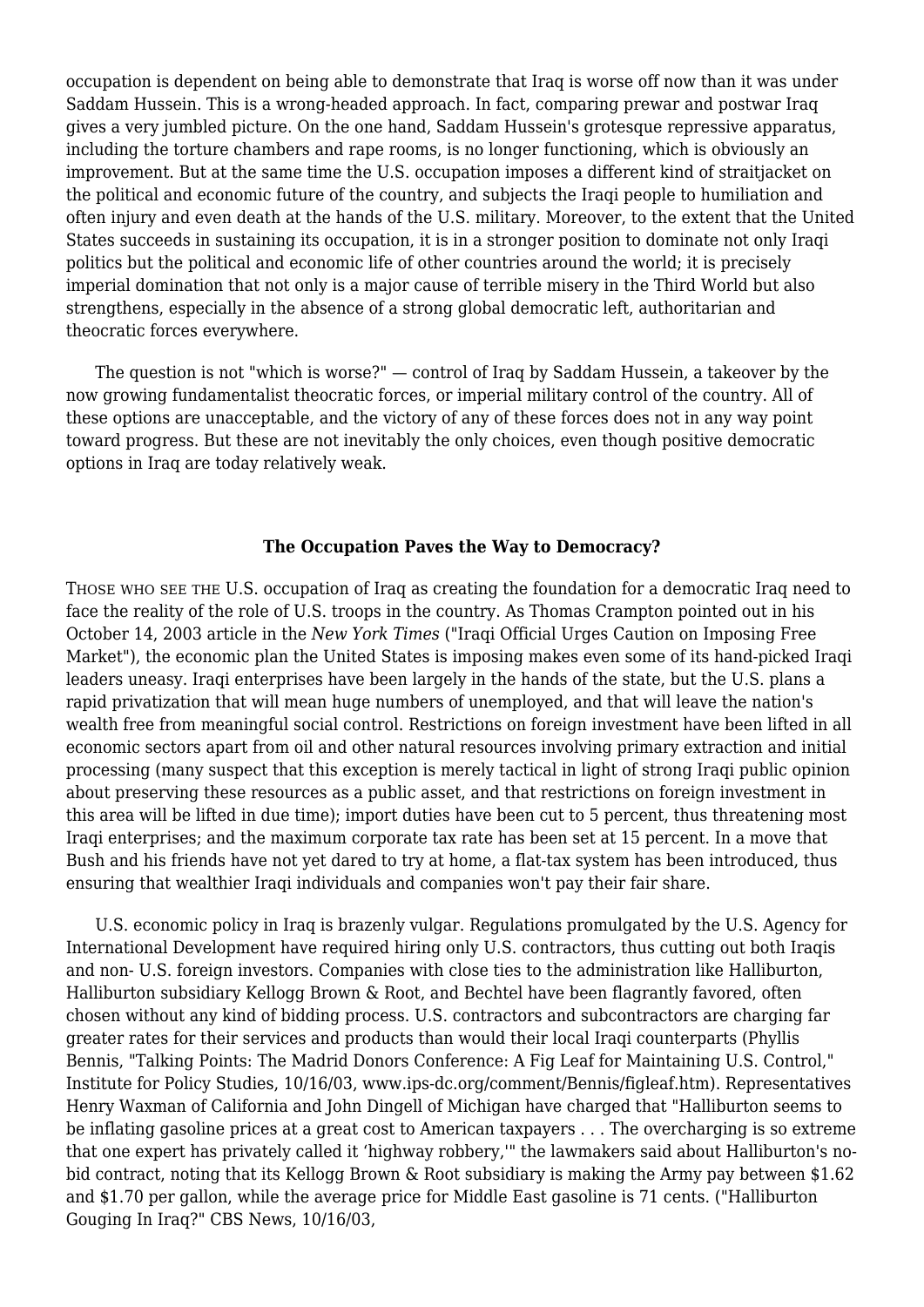occupation is dependent on being able to demonstrate that Iraq is worse off now than it was under Saddam Hussein. This is a wrong-headed approach. In fact, comparing prewar and postwar Iraq gives a very jumbled picture. On the one hand, Saddam Hussein's grotesque repressive apparatus, including the torture chambers and rape rooms, is no longer functioning, which is obviously an improvement. But at the same time the U.S. occupation imposes a different kind of straitjacket on the political and economic future of the country, and subjects the Iraqi people to humiliation and often injury and even death at the hands of the U.S. military. Moreover, to the extent that the United States succeeds in sustaining its occupation, it is in a stronger position to dominate not only Iraqi politics but the political and economic life of other countries around the world; it is precisely imperial domination that not only is a major cause of terrible misery in the Third World but also strengthens, especially in the absence of a strong global democratic left, authoritarian and theocratic forces everywhere.

The question is not "which is worse?" — control of Iraq by Saddam Hussein, a takeover by the now growing fundamentalist theocratic forces, or imperial military control of the country. All of these options are unacceptable, and the victory of any of these forces does not in any way point toward progress. But these are not inevitably the only choices, even though positive democratic options in Iraq are today relatively weak.

### The Occupation Paves the Way to Democracy?

THOSE WHO SEE THE U.S. occupation of Iraq as creating the foundation for a democratic Iraq need to face the reality of the role of U.S. troops in the country. As Thomas Crampton pointed out in his October 14, 2003 article in the *New York Times* ("Iraqi Official Urges Caution on Imposing Free Market"), the economic plan the United States is imposing makes even some of its hand-picked Iraqi leaders uneasy. Iraqi enterprises have been largely in the hands of the state, but the U.S. plans a rapid privatization that will mean huge numbers of unemployed, and that will leave the nation's wealth free from meaningful social control. Restrictions on foreign investment have been lifted in all economic sectors apart from oil and other natural resources involving primary extraction and initial processing (many suspect that this exception is merely tactical in light of strong Iraqi public opinion about preserving these resources as a public asset, and that restrictions on foreign investment in this area will be lifted in due time); import duties have been cut to 5 percent, thus threatening most Iraqi enterprises; and the maximum corporate tax rate has been set at 15 percent. In a move that Bush and his friends have not yet dared to try at home, a flat-tax system has been introduced, thus ensuring that wealthier Iraqi individuals and companies won't pay their fair share.

U.S. economic policy in Iraq is brazenly vulgar. Regulations promulgated by the U.S. Agency for International Development have required hiring only U.S. contractors, thus cutting out both Iraqis and non- U.S. foreign investors. Companies with close ties to the administration like Halliburton, Halliburton subsidiary Kellogg Brown & Root, and Bechtel have been flagrantly favored, often chosen without any kind of bidding process. U.S. contractors and subcontractors are charging far greater rates for their services and products than would their local Iraqi counterparts (Phyllis Bennis, "Talking Points: The Madrid Donors Conference: A Fig Leaf for Maintaining U.S. Control," Institute for Policy Studies, 10/16/03, www.ips-dc.org/comment/Bennis/figleaf.htm). Representatives Henry Waxman of California and John Dingell of Michigan have charged that "Halliburton seems to be inflating gasoline prices at a great cost to American taxpayers . . . The overcharging is so extreme that one expert has privately called it 'highway robbery,'" the lawmakers said about Halliburton's no-bid contract, noting that its Kellogg Brown & Root subsidiary is making the Army pay between $1.62 and $1.70 per gallon, while the average price for Middle East gasoline is 71 cents. ("Halliburton Gouging In Iraq?" CBS News, 10/16/03,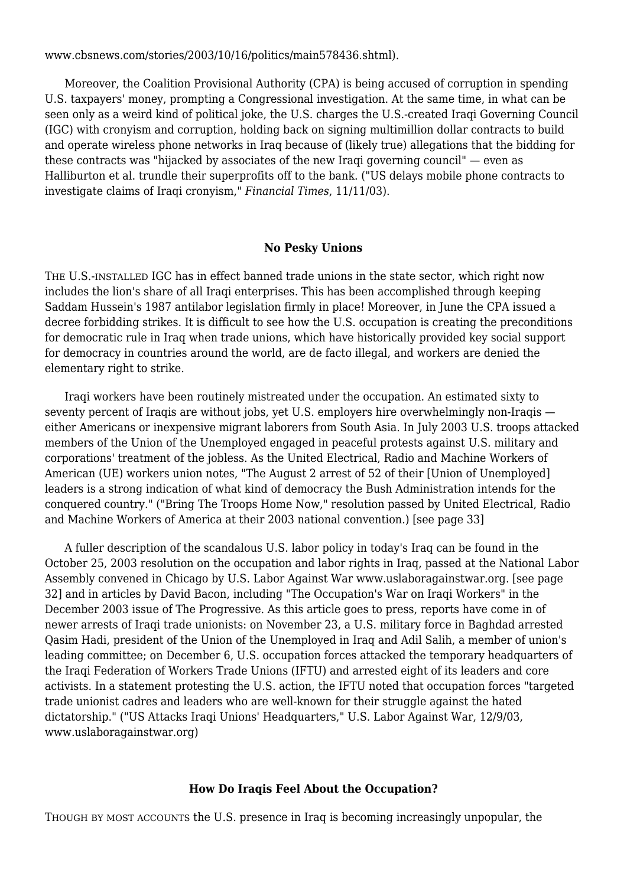www.cbsnews.com/stories/2003/10/16/politics/main578436.shtml).

Moreover, the Coalition Provisional Authority (CPA) is being accused of corruption in spending U.S. taxpayers' money, prompting a Congressional investigation. At the same time, in what can be seen only as a weird kind of political joke, the U.S. charges the U.S.-created Iraqi Governing Council (IGC) with cronyism and corruption, holding back on signing multimillion dollar contracts to build and operate wireless phone networks in Iraq because of (likely true) allegations that the bidding for these contracts was "hijacked by associates of the new Iraqi governing council" — even as Halliburton et al. trundle their superprofits off to the bank. ("US delays mobile phone contracts to investigate claims of Iraqi cronyism," *Financial Times*, 11/11/03).

### No Pesky Unions

THE U.S.-INSTALLED IGC has in effect banned trade unions in the state sector, which right now includes the lion's share of all Iraqi enterprises. This has been accomplished through keeping Saddam Hussein's 1987 antilabor legislation firmly in place! Moreover, in June the CPA issued a decree forbidding strikes. It is difficult to see how the U.S. occupation is creating the preconditions for democratic rule in Iraq when trade unions, which have historically provided key social support for democracy in countries around the world, are de facto illegal, and workers are denied the elementary right to strike.

Iraqi workers have been routinely mistreated under the occupation. An estimated sixty to seventy percent of Iraqis are without jobs, yet U.S. employers hire overwhelmingly non-Iraqis — either Americans or inexpensive migrant laborers from South Asia. In July 2003 U.S. troops attacked members of the Union of the Unemployed engaged in peaceful protests against U.S. military and corporations' treatment of the jobless. As the United Electrical, Radio and Machine Workers of American (UE) workers union notes, "The August 2 arrest of 52 of their [Union of Unemployed] leaders is a strong indication of what kind of democracy the Bush Administration intends for the conquered country." ("Bring The Troops Home Now," resolution passed by United Electrical, Radio and Machine Workers of America at their 2003 national convention.) [see page 33]

A fuller description of the scandalous U.S. labor policy in today's Iraq can be found in the October 25, 2003 resolution on the occupation and labor rights in Iraq, passed at the National Labor Assembly convened in Chicago by U.S. Labor Against War www.uslaboragainstwar.org. [see page 32] and in articles by David Bacon, including "The Occupation's War on Iraqi Workers" in the December 2003 issue of The Progressive. As this article goes to press, reports have come in of newer arrests of Iraqi trade unionists: on November 23, a U.S. military force in Baghdad arrested Qasim Hadi, president of the Union of the Unemployed in Iraq and Adil Salih, a member of union's leading committee; on December 6, U.S. occupation forces attacked the temporary headquarters of the Iraqi Federation of Workers Trade Unions (IFTU) and arrested eight of its leaders and core activists. In a statement protesting the U.S. action, the IFTU noted that occupation forces "targeted trade unionist cadres and leaders who are well-known for their struggle against the hated dictatorship." ("US Attacks Iraqi Unions' Headquarters," U.S. Labor Against War, 12/9/03, www.uslaboragainstwar.org)

### How Do Iraqis Feel About the Occupation?

THOUGH BY MOST ACCOUNTS the U.S. presence in Iraq is becoming increasingly unpopular, the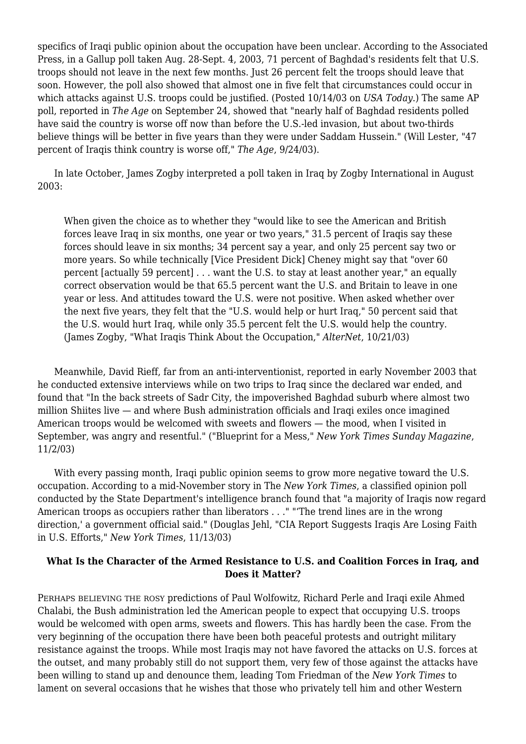specifics of Iraqi public opinion about the occupation have been unclear. According to the Associated Press, in a Gallup poll taken Aug. 28-Sept. 4, 2003, 71 percent of Baghdad's residents felt that U.S. troops should not leave in the next few months. Just 26 percent felt the troops should leave that soon. However, the poll also showed that almost one in five felt that circumstances could occur in which attacks against U.S. troops could be justified. (Posted 10/14/03 on *USA Today*.) The same AP poll, reported in *The Age* on September 24, showed that "nearly half of Baghdad residents polled have said the country is worse off now than before the U.S.-led invasion, but about two-thirds believe things will be better in five years than they were under Saddam Hussein." (Will Lester, "47 percent of Iraqis think country is worse off," *The Age*, 9/24/03).

In late October, James Zogby interpreted a poll taken in Iraq by Zogby International in August 2003:

> When given the choice as to whether they "would like to see the American and British forces leave Iraq in six months, one year or two years," 31.5 percent of Iraqis say these forces should leave in six months; 34 percent say a year, and only 25 percent say two or more years. So while technically [Vice President Dick] Cheney might say that "over 60 percent [actually 59 percent] . . . want the U.S. to stay at least another year," an equally correct observation would be that 65.5 percent want the U.S. and Britain to leave in one year or less. And attitudes toward the U.S. were not positive. When asked whether over the next five years, they felt that the "U.S. would help or hurt Iraq," 50 percent said that the U.S. would hurt Iraq, while only 35.5 percent felt the U.S. would help the country. (James Zogby, "What Iraqis Think About the Occupation," *AlterNet*, 10/21/03)

Meanwhile, David Rieff, far from an anti-interventionist, reported in early November 2003 that he conducted extensive interviews while on two trips to Iraq since the declared war ended, and found that "In the back streets of Sadr City, the impoverished Baghdad suburb where almost two million Shiites live — and where Bush administration officials and Iraqi exiles once imagined American troops would be welcomed with sweets and flowers — the mood, when I visited in September, was angry and resentful." ("Blueprint for a Mess," *New York Times Sunday Magazine*, 11/2/03)

With every passing month, Iraqi public opinion seems to grow more negative toward the U.S. occupation. According to a mid-November story in The *New York Times*, a classified opinion poll conducted by the State Department's intelligence branch found that "a majority of Iraqis now regard American troops as occupiers rather than liberators . . ." "'The trend lines are in the wrong direction,' a government official said." (Douglas Jehl, "CIA Report Suggests Iraqis Are Losing Faith in U.S. Efforts," *New York Times*, 11/13/03)

### What Is the Character of the Armed Resistance to U.S. and Coalition Forces in Iraq, and Does it Matter?

PERHAPS BELIEVING THE ROSY predictions of Paul Wolfowitz, Richard Perle and Iraqi exile Ahmed Chalabi, the Bush administration led the American people to expect that occupying U.S. troops would be welcomed with open arms, sweets and flowers. This has hardly been the case. From the very beginning of the occupation there have been both peaceful protests and outright military resistance against the troops. While most Iraqis may not have favored the attacks on U.S. forces at the outset, and many probably still do not support them, very few of those against the attacks have been willing to stand up and denounce them, leading Tom Friedman of the *New York Times* to lament on several occasions that he wishes that those who privately tell him and other Western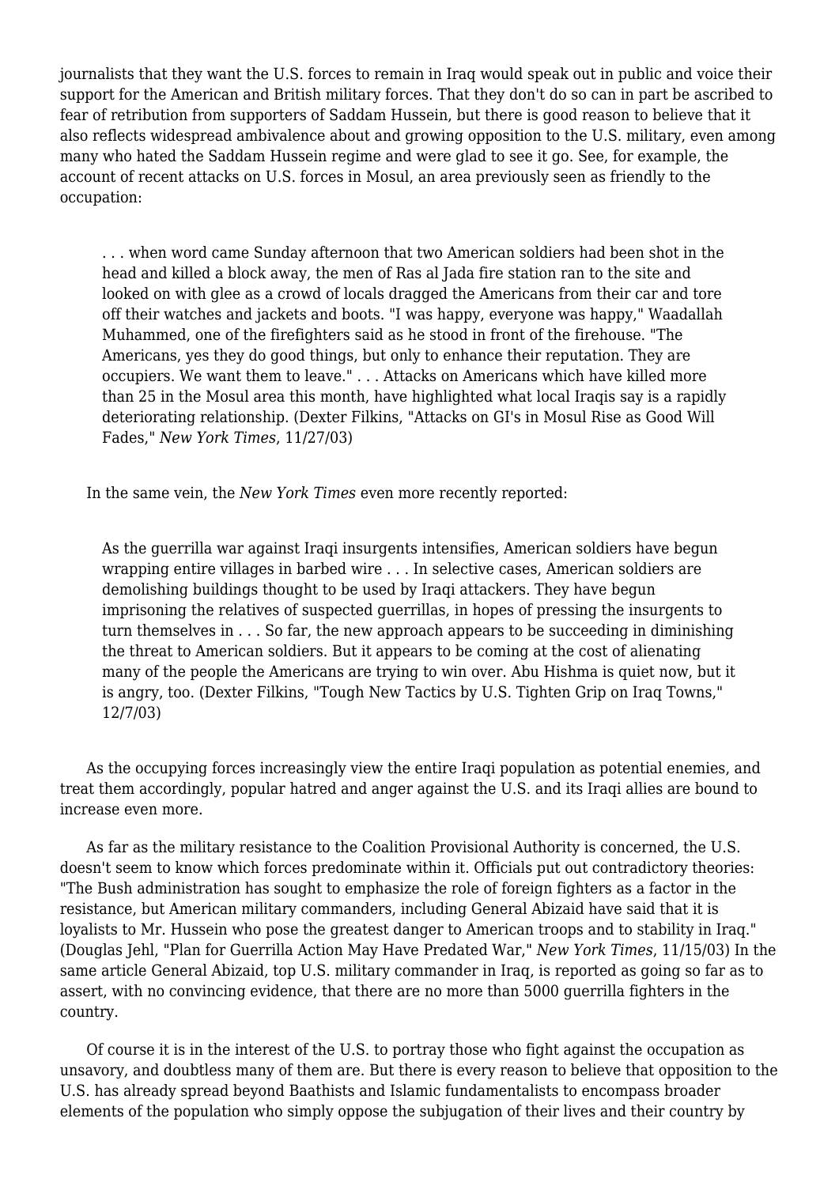journalists that they want the U.S. forces to remain in Iraq would speak out in public and voice their support for the American and British military forces. That they don't do so can in part be ascribed to fear of retribution from supporters of Saddam Hussein, but there is good reason to believe that it also reflects widespread ambivalence about and growing opposition to the U.S. military, even among many who hated the Saddam Hussein regime and were glad to see it go. See, for example, the account of recent attacks on U.S. forces in Mosul, an area previously seen as friendly to the occupation:

> . . . when word came Sunday afternoon that two American soldiers had been shot in the head and killed a block away, the men of Ras al Jada fire station ran to the site and looked on with glee as a crowd of locals dragged the Americans from their car and tore off their watches and jackets and boots. "I was happy, everyone was happy," Waadallah Muhammed, one of the firefighters said as he stood in front of the firehouse. "The Americans, yes they do good things, but only to enhance their reputation. They are occupiers. We want them to leave." . . . Attacks on Americans which have killed more than 25 in the Mosul area this month, have highlighted what local Iraqis say is a rapidly deteriorating relationship. (Dexter Filkins, "Attacks on GI's in Mosul Rise as Good Will Fades," *New York Times*, 11/27/03)

In the same vein, the *New York Times* even more recently reported:

> As the guerrilla war against Iraqi insurgents intensifies, American soldiers have begun wrapping entire villages in barbed wire . . . In selective cases, American soldiers are demolishing buildings thought to be used by Iraqi attackers. They have begun imprisoning the relatives of suspected guerrillas, in hopes of pressing the insurgents to turn themselves in . . . So far, the new approach appears to be succeeding in diminishing the threat to American soldiers. But it appears to be coming at the cost of alienating many of the people the Americans are trying to win over. Abu Hishma is quiet now, but it is angry, too. (Dexter Filkins, "Tough New Tactics by U.S. Tighten Grip on Iraq Towns," 12/7/03)

As the occupying forces increasingly view the entire Iraqi population as potential enemies, and treat them accordingly, popular hatred and anger against the U.S. and its Iraqi allies are bound to increase even more.

As far as the military resistance to the Coalition Provisional Authority is concerned, the U.S. doesn't seem to know which forces predominate within it. Officials put out contradictory theories: "The Bush administration has sought to emphasize the role of foreign fighters as a factor in the resistance, but American military commanders, including General Abizaid have said that it is loyalists to Mr. Hussein who pose the greatest danger to American troops and to stability in Iraq." (Douglas Jehl, "Plan for Guerrilla Action May Have Predated War," *New York Times*, 11/15/03) In the same article General Abizaid, top U.S. military commander in Iraq, is reported as going so far as to assert, with no convincing evidence, that there are no more than 5000 guerrilla fighters in the country.

Of course it is in the interest of the U.S. to portray those who fight against the occupation as unsavory, and doubtless many of them are. But there is every reason to believe that opposition to the U.S. has already spread beyond Baathists and Islamic fundamentalists to encompass broader elements of the population who simply oppose the subjugation of their lives and their country by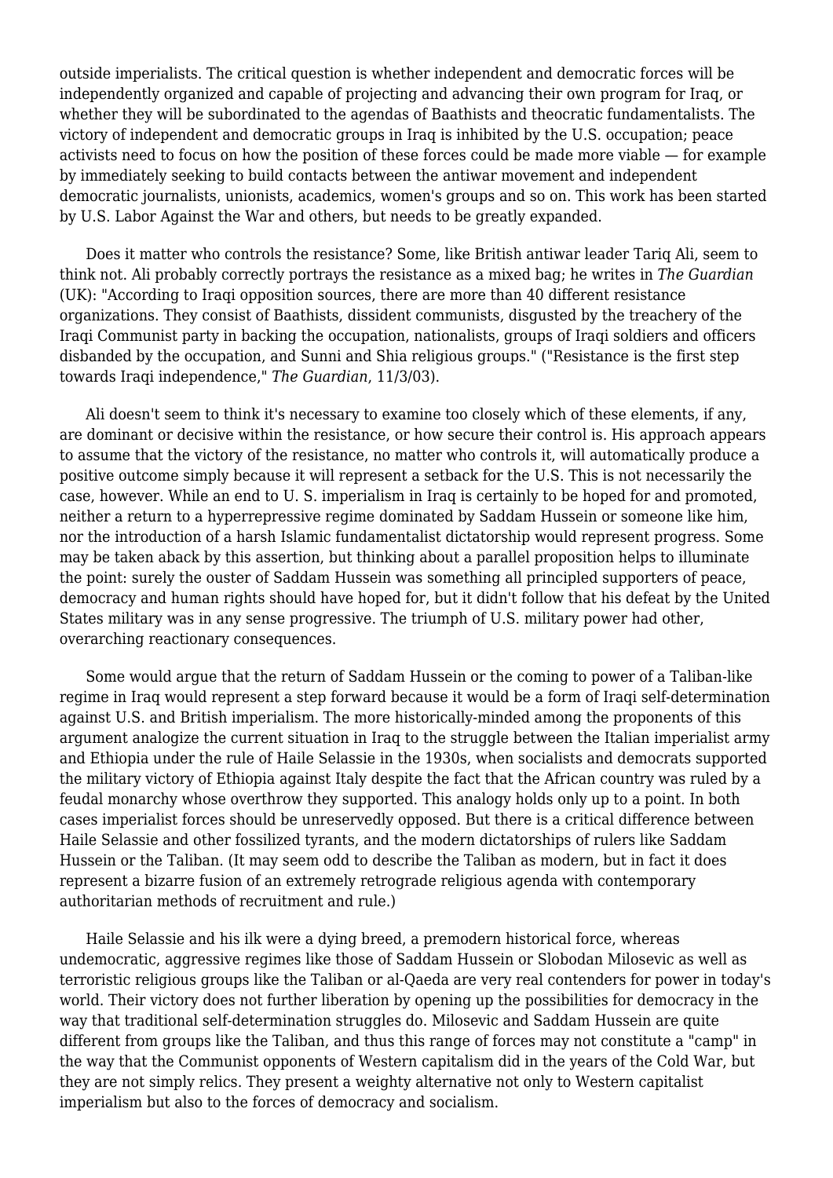outside imperialists. The critical question is whether independent and democratic forces will be independently organized and capable of projecting and advancing their own program for Iraq, or whether they will be subordinated to the agendas of Baathists and theocratic fundamentalists. The victory of independent and democratic groups in Iraq is inhibited by the U.S. occupation; peace activists need to focus on how the position of these forces could be made more viable — for example by immediately seeking to build contacts between the antiwar movement and independent democratic journalists, unionists, academics, women's groups and so on. This work has been started by U.S. Labor Against the War and others, but needs to be greatly expanded.

Does it matter who controls the resistance? Some, like British antiwar leader Tariq Ali, seem to think not. Ali probably correctly portrays the resistance as a mixed bag; he writes in *The Guardian* (UK): "According to Iraqi opposition sources, there are more than 40 different resistance organizations. They consist of Baathists, dissident communists, disgusted by the treachery of the Iraqi Communist party in backing the occupation, nationalists, groups of Iraqi soldiers and officers disbanded by the occupation, and Sunni and Shia religious groups." ("Resistance is the first step towards Iraqi independence," *The Guardian*, 11/3/03).

Ali doesn't seem to think it's necessary to examine too closely which of these elements, if any, are dominant or decisive within the resistance, or how secure their control is. His approach appears to assume that the victory of the resistance, no matter who controls it, will automatically produce a positive outcome simply because it will represent a setback for the U.S. This is not necessarily the case, however. While an end to U. S. imperialism in Iraq is certainly to be hoped for and promoted, neither a return to a hyperrepressive regime dominated by Saddam Hussein or someone like him, nor the introduction of a harsh Islamic fundamentalist dictatorship would represent progress. Some may be taken aback by this assertion, but thinking about a parallel proposition helps to illuminate the point: surely the ouster of Saddam Hussein was something all principled supporters of peace, democracy and human rights should have hoped for, but it didn't follow that his defeat by the United States military was in any sense progressive. The triumph of U.S. military power had other, overarching reactionary consequences.

Some would argue that the return of Saddam Hussein or the coming to power of a Taliban-like regime in Iraq would represent a step forward because it would be a form of Iraqi self-determination against U.S. and British imperialism. The more historically-minded among the proponents of this argument analogize the current situation in Iraq to the struggle between the Italian imperialist army and Ethiopia under the rule of Haile Selassie in the 1930s, when socialists and democrats supported the military victory of Ethiopia against Italy despite the fact that the African country was ruled by a feudal monarchy whose overthrow they supported. This analogy holds only up to a point. In both cases imperialist forces should be unreservedly opposed. But there is a critical difference between Haile Selassie and other fossilized tyrants, and the modern dictatorships of rulers like Saddam Hussein or the Taliban. (It may seem odd to describe the Taliban as modern, but in fact it does represent a bizarre fusion of an extremely retrograde religious agenda with contemporary authoritarian methods of recruitment and rule.)

Haile Selassie and his ilk were a dying breed, a premodern historical force, whereas undemocratic, aggressive regimes like those of Saddam Hussein or Slobodan Milosevic as well as terroristic religious groups like the Taliban or al-Qaeda are very real contenders for power in today's world. Their victory does not further liberation by opening up the possibilities for democracy in the way that traditional self-determination struggles do. Milosevic and Saddam Hussein are quite different from groups like the Taliban, and thus this range of forces may not constitute a "camp" in the way that the Communist opponents of Western capitalism did in the years of the Cold War, but they are not simply relics. They present a weighty alternative not only to Western capitalist imperialism but also to the forces of democracy and socialism.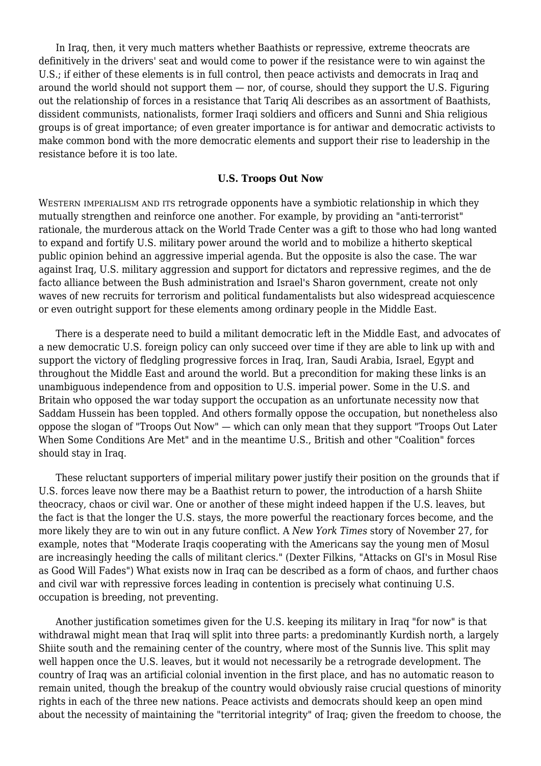In Iraq, then, it very much matters whether Baathists or repressive, extreme theocrats are definitively in the drivers' seat and would come to power if the resistance were to win against the U.S.; if either of these elements is in full control, then peace activists and democrats in Iraq and around the world should not support them — nor, of course, should they support the U.S. Figuring out the relationship of forces in a resistance that Tariq Ali describes as an assortment of Baathists, dissident communists, nationalists, former Iraqi soldiers and officers and Sunni and Shia religious groups is of great importance; of even greater importance is for antiwar and democratic activists to make common bond with the more democratic elements and support their rise to leadership in the resistance before it is too late.

### U.S. Troops Out Now

Western imperialism and its retrograde opponents have a symbiotic relationship in which they mutually strengthen and reinforce one another. For example, by providing an "anti-terrorist" rationale, the murderous attack on the World Trade Center was a gift to those who had long wanted to expand and fortify U.S. military power around the world and to mobilize a hitherto skeptical public opinion behind an aggressive imperial agenda. But the opposite is also the case. The war against Iraq, U.S. military aggression and support for dictators and repressive regimes, and the de facto alliance between the Bush administration and Israel's Sharon government, create not only waves of new recruits for terrorism and political fundamentalists but also widespread acquiescence or even outright support for these elements among ordinary people in the Middle East.

There is a desperate need to build a militant democratic left in the Middle East, and advocates of a new democratic U.S. foreign policy can only succeed over time if they are able to link up with and support the victory of fledgling progressive forces in Iraq, Iran, Saudi Arabia, Israel, Egypt and throughout the Middle East and around the world. But a precondition for making these links is an unambiguous independence from and opposition to U.S. imperial power. Some in the U.S. and Britain who opposed the war today support the occupation as an unfortunate necessity now that Saddam Hussein has been toppled. And others formally oppose the occupation, but nonetheless also oppose the slogan of "Troops Out Now" — which can only mean that they support "Troops Out Later When Some Conditions Are Met" and in the meantime U.S., British and other "Coalition" forces should stay in Iraq.

These reluctant supporters of imperial military power justify their position on the grounds that if U.S. forces leave now there may be a Baathist return to power, the introduction of a harsh Shiite theocracy, chaos or civil war. One or another of these might indeed happen if the U.S. leaves, but the fact is that the longer the U.S. stays, the more powerful the reactionary forces become, and the more likely they are to win out in any future conflict. A *New York Times* story of November 27, for example, notes that "Moderate Iraqis cooperating with the Americans say the young men of Mosul are increasingly heeding the calls of militant clerics." (Dexter Filkins, "Attacks on GI's in Mosul Rise as Good Will Fades") What exists now in Iraq can be described as a form of chaos, and further chaos and civil war with repressive forces leading in contention is precisely what continuing U.S. occupation is breeding, not preventing.

Another justification sometimes given for the U.S. keeping its military in Iraq "for now" is that withdrawal might mean that Iraq will split into three parts: a predominantly Kurdish north, a largely Shiite south and the remaining center of the country, where most of the Sunnis live. This split may well happen once the U.S. leaves, but it would not necessarily be a retrograde development. The country of Iraq was an artificial colonial invention in the first place, and has no automatic reason to remain united, though the breakup of the country would obviously raise crucial questions of minority rights in each of the three new nations. Peace activists and democrats should keep an open mind about the necessity of maintaining the "territorial integrity" of Iraq; given the freedom to choose, the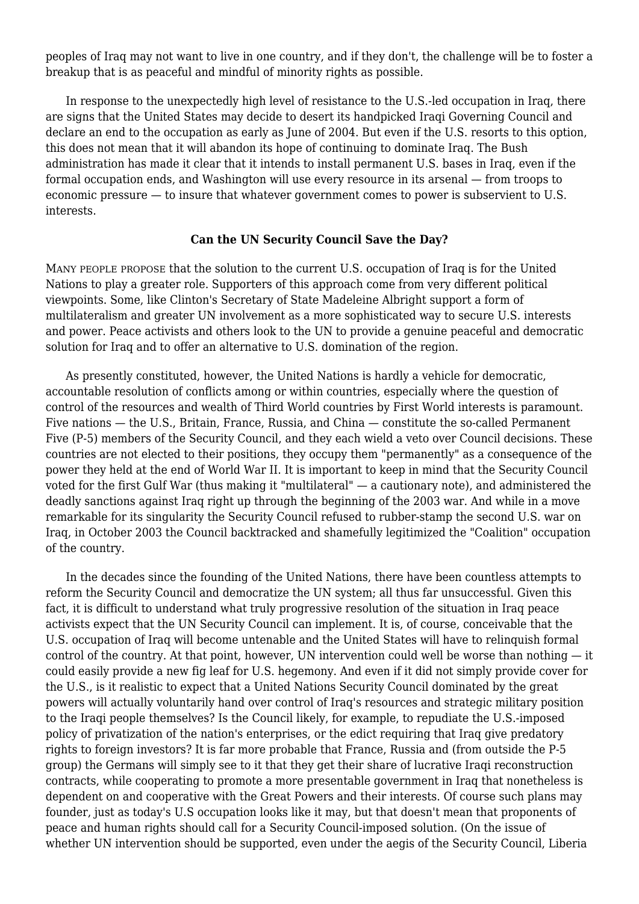peoples of Iraq may not want to live in one country, and if they don't, the challenge will be to foster a breakup that is as peaceful and mindful of minority rights as possible.

In response to the unexpectedly high level of resistance to the U.S.-led occupation in Iraq, there are signs that the United States may decide to desert its handpicked Iraqi Governing Council and declare an end to the occupation as early as June of 2004. But even if the U.S. resorts to this option, this does not mean that it will abandon its hope of continuing to dominate Iraq. The Bush administration has made it clear that it intends to install permanent U.S. bases in Iraq, even if the formal occupation ends, and Washington will use every resource in its arsenal — from troops to economic pressure — to insure that whatever government comes to power is subservient to U.S. interests.

### Can the UN Security Council Save the Day?

MANY PEOPLE PROPOSE that the solution to the current U.S. occupation of Iraq is for the United Nations to play a greater role. Supporters of this approach come from very different political viewpoints. Some, like Clinton's Secretary of State Madeleine Albright support a form of multilateralism and greater UN involvement as a more sophisticated way to secure U.S. interests and power. Peace activists and others look to the UN to provide a genuine peaceful and democratic solution for Iraq and to offer an alternative to U.S. domination of the region.

As presently constituted, however, the United Nations is hardly a vehicle for democratic, accountable resolution of conflicts among or within countries, especially where the question of control of the resources and wealth of Third World countries by First World interests is paramount. Five nations — the U.S., Britain, France, Russia, and China — constitute the so-called Permanent Five (P-5) members of the Security Council, and they each wield a veto over Council decisions. These countries are not elected to their positions, they occupy them "permanently" as a consequence of the power they held at the end of World War II. It is important to keep in mind that the Security Council voted for the first Gulf War (thus making it "multilateral" — a cautionary note), and administered the deadly sanctions against Iraq right up through the beginning of the 2003 war. And while in a move remarkable for its singularity the Security Council refused to rubber-stamp the second U.S. war on Iraq, in October 2003 the Council backtracked and shamefully legitimized the "Coalition" occupation of the country.

In the decades since the founding of the United Nations, there have been countless attempts to reform the Security Council and democratize the UN system; all thus far unsuccessful. Given this fact, it is difficult to understand what truly progressive resolution of the situation in Iraq peace activists expect that the UN Security Council can implement. It is, of course, conceivable that the U.S. occupation of Iraq will become untenable and the United States will have to relinquish formal control of the country. At that point, however, UN intervention could well be worse than nothing — it could easily provide a new fig leaf for U.S. hegemony. And even if it did not simply provide cover for the U.S., is it realistic to expect that a United Nations Security Council dominated by the great powers will actually voluntarily hand over control of Iraq's resources and strategic military position to the Iraqi people themselves? Is the Council likely, for example, to repudiate the U.S.-imposed policy of privatization of the nation's enterprises, or the edict requiring that Iraq give predatory rights to foreign investors? It is far more probable that France, Russia and (from outside the P-5 group) the Germans will simply see to it that they get their share of lucrative Iraqi reconstruction contracts, while cooperating to promote a more presentable government in Iraq that nonetheless is dependent on and cooperative with the Great Powers and their interests. Of course such plans may founder, just as today's U.S occupation looks like it may, but that doesn't mean that proponents of peace and human rights should call for a Security Council-imposed solution. (On the issue of whether UN intervention should be supported, even under the aegis of the Security Council, Liberia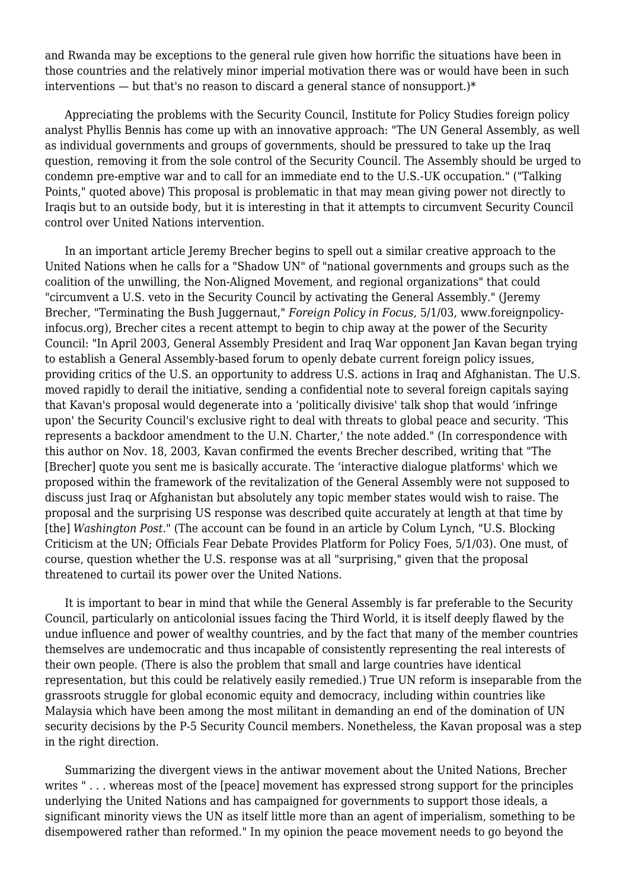and Rwanda may be exceptions to the general rule given how horrific the situations have been in those countries and the relatively minor imperial motivation there was or would have been in such interventions — but that's no reason to discard a general stance of nonsupport.)*

Appreciating the problems with the Security Council, Institute for Policy Studies foreign policy analyst Phyllis Bennis has come up with an innovative approach: "The UN General Assembly, as well as individual governments and groups of governments, should be pressured to take up the Iraq question, removing it from the sole control of the Security Council. The Assembly should be urged to condemn pre-emptive war and to call for an immediate end to the U.S.-UK occupation." ("Talking Points," quoted above) This proposal is problematic in that may mean giving power not directly to Iraqis but to an outside body, but it is interesting in that it attempts to circumvent Security Council control over United Nations intervention.

In an important article Jeremy Brecher begins to spell out a similar creative approach to the United Nations when he calls for a "Shadow UN" of "national governments and groups such as the coalition of the unwilling, the Non-Aligned Movement, and regional organizations" that could "circumvent a U.S. veto in the Security Council by activating the General Assembly." (Jeremy Brecher, "Terminating the Bush Juggernaut," *Foreign Policy in Focus*, 5/1/03, www.foreignpolicy-infocus.org), Brecher cites a recent attempt to begin to chip away at the power of the Security Council: "In April 2003, General Assembly President and Iraq War opponent Jan Kavan began trying to establish a General Assembly-based forum to openly debate current foreign policy issues, providing critics of the U.S. an opportunity to address U.S. actions in Iraq and Afghanistan. The U.S. moved rapidly to derail the initiative, sending a confidential note to several foreign capitals saying that Kavan's proposal would degenerate into a 'politically divisive' talk shop that would 'infringe upon' the Security Council's exclusive right to deal with threats to global peace and security. 'This represents a backdoor amendment to the U.N. Charter,' the note added." (In correspondence with this author on Nov. 18, 2003, Kavan confirmed the events Brecher described, writing that "The [Brecher] quote you sent me is basically accurate. The 'interactive dialogue platforms' which we proposed within the framework of the revitalization of the General Assembly were not supposed to discuss just Iraq or Afghanistan but absolutely any topic member states would wish to raise. The proposal and the surprising US response was described quite accurately at length at that time by [the] *Washington Post*." (The account can be found in an article by Colum Lynch, "U.S. Blocking Criticism at the UN; Officials Fear Debate Provides Platform for Policy Foes, 5/1/03). One must, of course, question whether the U.S. response was at all "surprising," given that the proposal threatened to curtail its power over the United Nations.

It is important to bear in mind that while the General Assembly is far preferable to the Security Council, particularly on anticolonial issues facing the Third World, it is itself deeply flawed by the undue influence and power of wealthy countries, and by the fact that many of the member countries themselves are undemocratic and thus incapable of consistently representing the real interests of their own people. (There is also the problem that small and large countries have identical representation, but this could be relatively easily remedied.) True UN reform is inseparable from the grassroots struggle for global economic equity and democracy, including within countries like Malaysia which have been among the most militant in demanding an end of the domination of UN security decisions by the P-5 Security Council members. Nonetheless, the Kavan proposal was a step in the right direction.

Summarizing the divergent views in the antiwar movement about the United Nations, Brecher writes " . . . whereas most of the [peace] movement has expressed strong support for the principles underlying the United Nations and has campaigned for governments to support those ideals, a significant minority views the UN as itself little more than an agent of imperialism, something to be disempowered rather than reformed." In my opinion the peace movement needs to go beyond the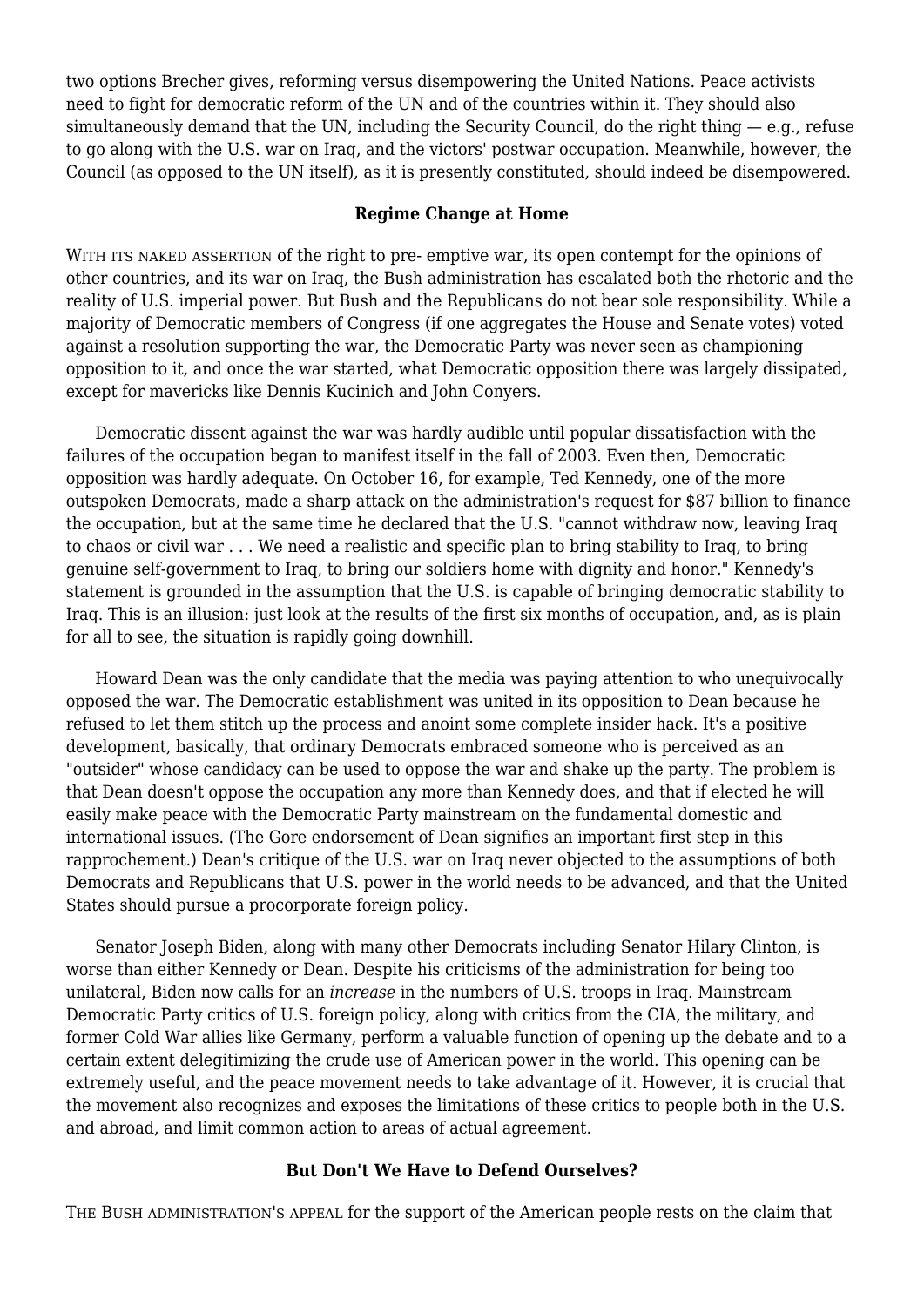two options Brecher gives, reforming versus disempowering the United Nations. Peace activists need to fight for democratic reform of the UN and of the countries within it. They should also simultaneously demand that the UN, including the Security Council, do the right thing — e.g., refuse to go along with the U.S. war on Iraq, and the victors' postwar occupation. Meanwhile, however, the Council (as opposed to the UN itself), as it is presently constituted, should indeed be disempowered.

**Regime Change at Home**

WITH ITS NAKED ASSERTION of the right to pre- emptive war, its open contempt for the opinions of other countries, and its war on Iraq, the Bush administration has escalated both the rhetoric and the reality of U.S. imperial power. But Bush and the Republicans do not bear sole responsibility. While a majority of Democratic members of Congress (if one aggregates the House and Senate votes) voted against a resolution supporting the war, the Democratic Party was never seen as championing opposition to it, and once the war started, what Democratic opposition there was largely dissipated, except for mavericks like Dennis Kucinich and John Conyers.

Democratic dissent against the war was hardly audible until popular dissatisfaction with the failures of the occupation began to manifest itself in the fall of 2003. Even then, Democratic opposition was hardly adequate. On October 16, for example, Ted Kennedy, one of the more outspoken Democrats, made a sharp attack on the administration's request for $87 billion to finance the occupation, but at the same time he declared that the U.S. "cannot withdraw now, leaving Iraq to chaos or civil war . . . We need a realistic and specific plan to bring stability to Iraq, to bring genuine self-government to Iraq, to bring our soldiers home with dignity and honor." Kennedy's statement is grounded in the assumption that the U.S. is capable of bringing democratic stability to Iraq. This is an illusion: just look at the results of the first six months of occupation, and, as is plain for all to see, the situation is rapidly going downhill.

Howard Dean was the only candidate that the media was paying attention to who unequivocally opposed the war. The Democratic establishment was united in its opposition to Dean because he refused to let them stitch up the process and anoint some complete insider hack. It's a positive development, basically, that ordinary Democrats embraced someone who is perceived as an "outsider" whose candidacy can be used to oppose the war and shake up the party. The problem is that Dean doesn't oppose the occupation any more than Kennedy does, and that if elected he will easily make peace with the Democratic Party mainstream on the fundamental domestic and international issues. (The Gore endorsement of Dean signifies an important first step in this rapprochement.) Dean's critique of the U.S. war on Iraq never objected to the assumptions of both Democrats and Republicans that U.S. power in the world needs to be advanced, and that the United States should pursue a procorporate foreign policy.

Senator Joseph Biden, along with many other Democrats including Senator Hilary Clinton, is worse than either Kennedy or Dean. Despite his criticisms of the administration for being too unilateral, Biden now calls for an *increase* in the numbers of U.S. troops in Iraq. Mainstream Democratic Party critics of U.S. foreign policy, along with critics from the CIA, the military, and former Cold War allies like Germany, perform a valuable function of opening up the debate and to a certain extent delegitimizing the crude use of American power in the world. This opening can be extremely useful, and the peace movement needs to take advantage of it. However, it is crucial that the movement also recognizes and exposes the limitations of these critics to people both in the U.S. and abroad, and limit common action to areas of actual agreement.

**But Don't We Have to Defend Ourselves?**

THE BUSH ADMINISTRATION'S APPEAL for the support of the American people rests on the claim that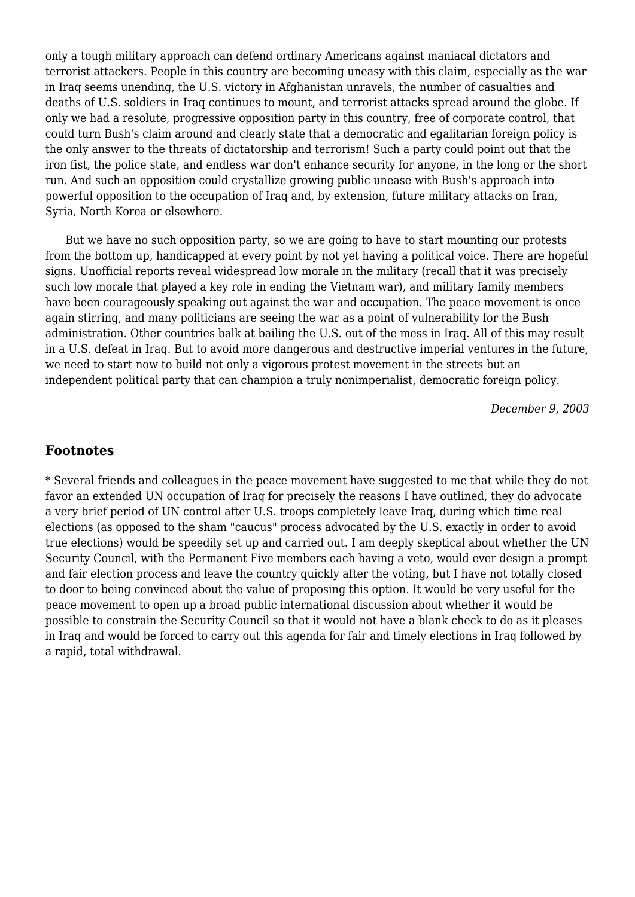only a tough military approach can defend ordinary Americans against maniacal dictators and terrorist attackers. People in this country are becoming uneasy with this claim, especially as the war in Iraq seems unending, the U.S. victory in Afghanistan unravels, the number of casualties and deaths of U.S. soldiers in Iraq continues to mount, and terrorist attacks spread around the globe. If only we had a resolute, progressive opposition party in this country, free of corporate control, that could turn Bush's claim around and clearly state that a democratic and egalitarian foreign policy is the only answer to the threats of dictatorship and terrorism! Such a party could point out that the iron fist, the police state, and endless war don't enhance security for anyone, in the long or the short run. And such an opposition could crystallize growing public unease with Bush's approach into powerful opposition to the occupation of Iraq and, by extension, future military attacks on Iran, Syria, North Korea or elsewhere.

But we have no such opposition party, so we are going to have to start mounting our protests from the bottom up, handicapped at every point by not yet having a political voice. There are hopeful signs. Unofficial reports reveal widespread low morale in the military (recall that it was precisely such low morale that played a key role in ending the Vietnam war), and military family members have been courageously speaking out against the war and occupation. The peace movement is once again stirring, and many politicians are seeing the war as a point of vulnerability for the Bush administration. Other countries balk at bailing the U.S. out of the mess in Iraq. All of this may result in a U.S. defeat in Iraq. But to avoid more dangerous and destructive imperial ventures in the future, we need to start now to build not only a vigorous protest movement in the streets but an independent political party that can champion a truly nonimperialist, democratic foreign policy.

*December 9, 2003*

## Footnotes

* Several friends and colleagues in the peace movement have suggested to me that while they do not favor an extended UN occupation of Iraq for precisely the reasons I have outlined, they do advocate a very brief period of UN control after U.S. troops completely leave Iraq, during which time real elections (as opposed to the sham "caucus" process advocated by the U.S. exactly in order to avoid true elections) would be speedily set up and carried out. I am deeply skeptical about whether the UN Security Council, with the Permanent Five members each having a veto, would ever design a prompt and fair election process and leave the country quickly after the voting, but I have not totally closed to door to being convinced about the value of proposing this option. It would be very useful for the peace movement to open up a broad public international discussion about whether it would be possible to constrain the Security Council so that it would not have a blank check to do as it pleases in Iraq and would be forced to carry out this agenda for fair and timely elections in Iraq followed by a rapid, total withdrawal.